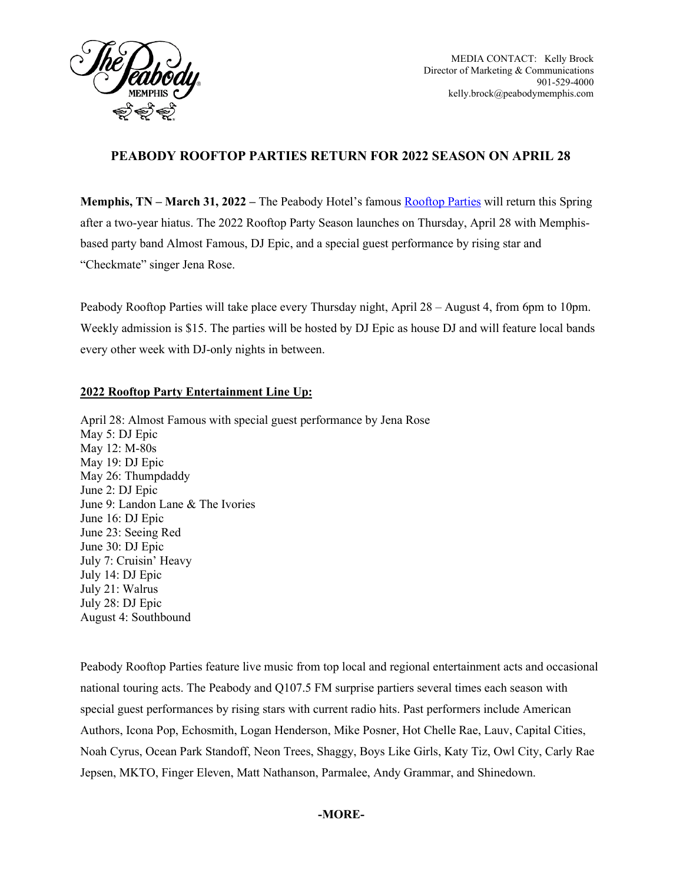MEDIA CONTACT: Kelly Brock
Director of Marketing & Communications
901-529-4000
kelly.brock@peabodymemphis.com

# PEABODY ROOFTOP PARTIES RETURN FOR 2022 SEASON ON APRIL 28

**Memphis, TN – March 31, 2022 –** The Peabody Hotel's famous Rooftop Parties will return this Spring after a two-year hiatus. The 2022 Rooftop Party Season launches on Thursday, April 28 with Memphis-based party band Almost Famous, DJ Epic, and a special guest performance by rising star and "Checkmate" singer Jena Rose.

Peabody Rooftop Parties will take place every Thursday night, April 28 – August 4, from 6pm to 10pm. Weekly admission is $15. The parties will be hosted by DJ Epic as house DJ and will feature local bands every other week with DJ-only nights in between.

## 2022 Rooftop Party Entertainment Line Up:

April 28: Almost Famous with special guest performance by Jena Rose
May 5: DJ Epic
May 12: M-80s
May 19: DJ Epic
May 26: Thumpdaddy
June 2: DJ Epic
June 9: Landon Lane & The Ivories
June 16: DJ Epic
June 23: Seeing Red
June 30: DJ Epic
July 7: Cruisin' Heavy
July 14: DJ Epic
July 21: Walrus
July 28: DJ Epic
August 4: Southbound

Peabody Rooftop Parties feature live music from top local and regional entertainment acts and occasional national touring acts. The Peabody and Q107.5 FM surprise partiers several times each season with special guest performances by rising stars with current radio hits. Past performers include American Authors, Icona Pop, Echosmith, Logan Henderson, Mike Posner, Hot Chelle Rae, Lauv, Capital Cities, Noah Cyrus, Ocean Park Standoff, Neon Trees, Shaggy, Boys Like Girls, Katy Tiz, Owl City, Carly Rae Jepsen, MKTO, Finger Eleven, Matt Nathanson, Parmalee, Andy Grammar, and Shinedown.

**-MORE-**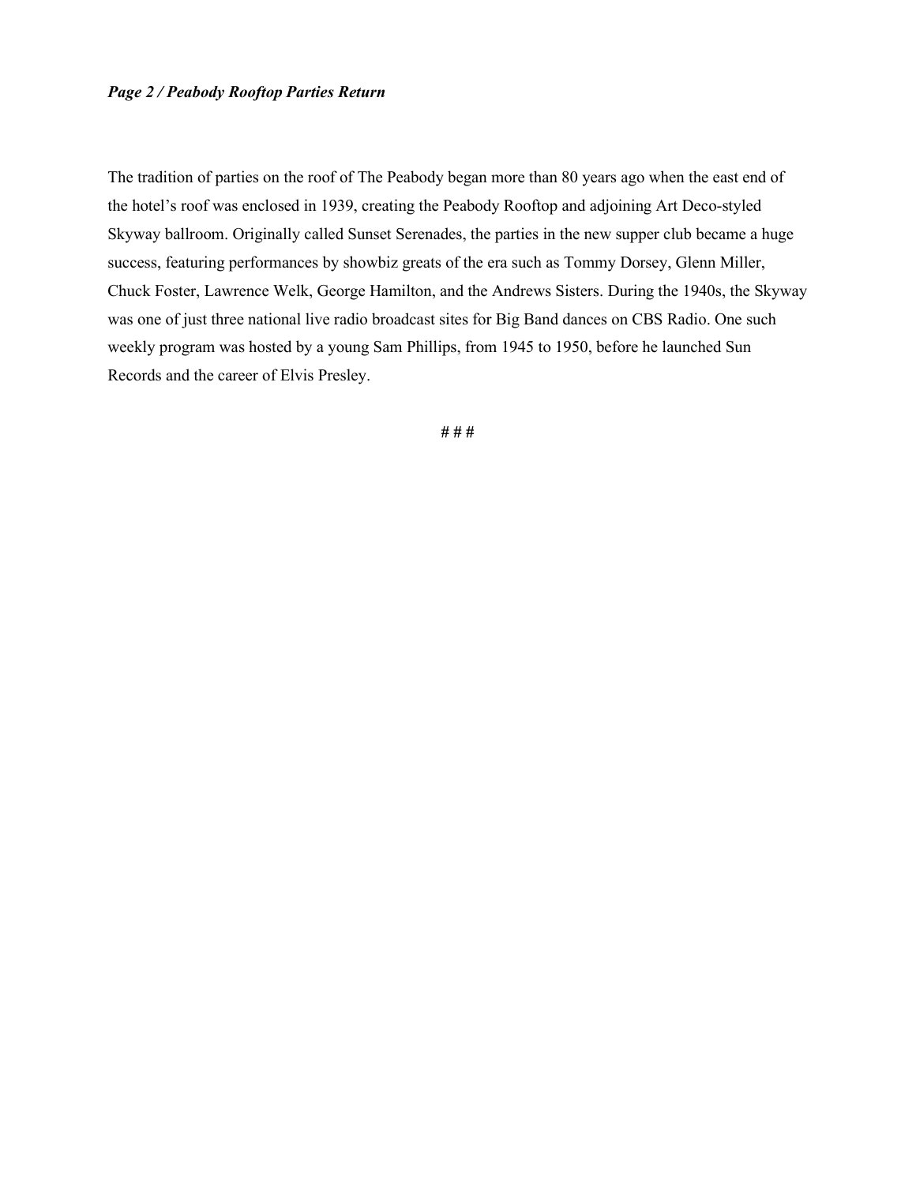The tradition of parties on the roof of The Peabody began more than 80 years ago when the east end of the hotel's roof was enclosed in 1939, creating the Peabody Rooftop and adjoining Art Deco-styled Skyway ballroom. Originally called Sunset Serenades, the parties in the new supper club became a huge success, featuring performances by showbiz greats of the era such as Tommy Dorsey, Glenn Miller, Chuck Foster, Lawrence Welk, George Hamilton, and the Andrews Sisters. During the 1940s, the Skyway was one of just three national live radio broadcast sites for Big Band dances on CBS Radio. One such weekly program was hosted by a young Sam Phillips, from 1945 to 1950, before he launched Sun Records and the career of Elvis Presley.

# # #